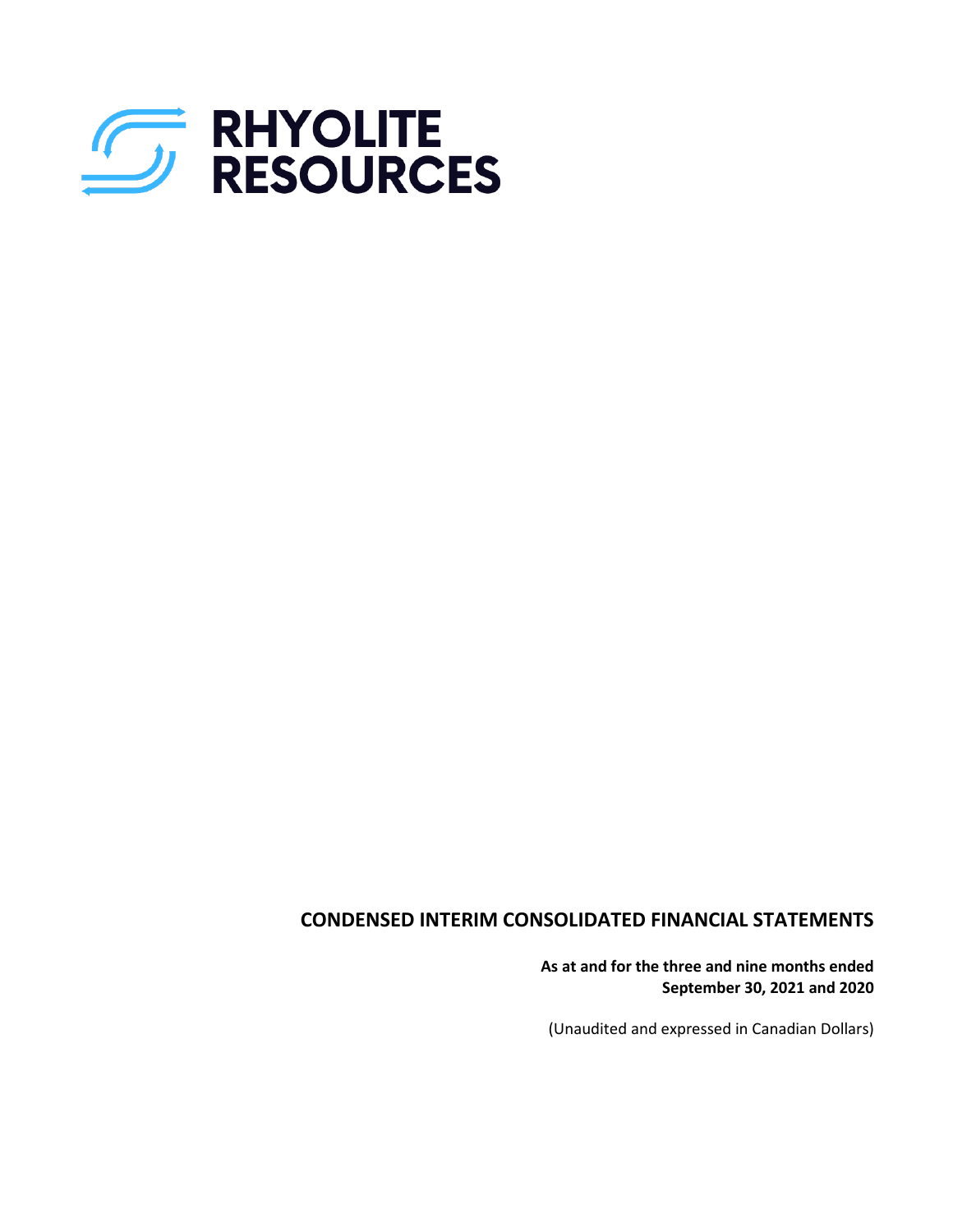# RHYOLITE RESOURCES

## CONDENSED INTERIM CONSOLIDATED FINANCIAL STATEMENTS

**As at and for the three and nine months ended**
**September 30, 2021 and 2020**

(Unaudited and expressed in Canadian Dollars)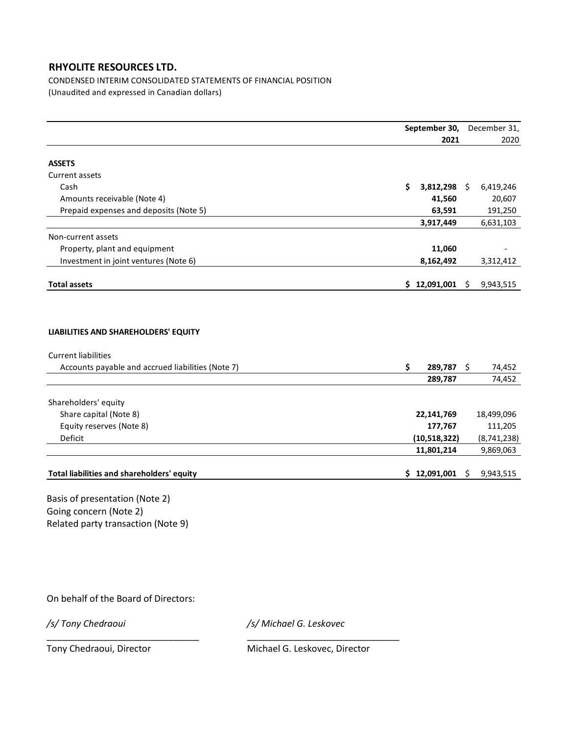## RHYOLITE RESOURCES LTD.

CONDENSED INTERIM CONSOLIDATED STATEMENTS OF FINANCIAL POSITION
(Unaudited and expressed in Canadian dollars)

| | September 30, 2021 | December 31, 2020 |
|---|---|---|
| **ASSETS** | | |
| Current assets | | |
| Cash | **$ 3,812,298** | $ 6,419,246 |
| Amounts receivable (Note 4) | **41,560** | 20,607 |
| Prepaid expenses and deposits (Note 5) | **63,591** | 191,250 |
| | **3,917,449** | 6,631,103 |
| Non-current assets | | |
| Property, plant and equipment | **11,060** | - |
| Investment in joint ventures (Note 6) | **8,162,492** | 3,312,412 |
| **Total assets** | **$ 12,091,001** | $ 9,943,515 |
| | | |
| **LIABILITIES AND SHAREHOLDERS' EQUITY** | | |
| Current liabilities | | |
| Accounts payable and accrued liabilities (Note 7) | **$ 289,787** | $ 74,452 |
| | **289,787** | 74,452 |
| Shareholders' equity | | |
| Share capital (Note 8) | **22,141,769** | 18,499,096 |
| Equity reserves (Note 8) | **177,767** | 111,205 |
| Deficit | **(10,518,322)** | (8,741,238) |
| | **11,801,214** | 9,869,063 |
| **Total liabilities and shareholders' equity** | **$ 12,091,001** | $ 9,943,515 |

Basis of presentation (Note 2)
Going concern (Note 2)
Related party transaction (Note 9)

On behalf of the Board of Directors:

*/s/ Tony Chedraoui*
Tony Chedraoui, Director

*/s/ Michael G. Leskovec*
Michael G. Leskovec, Director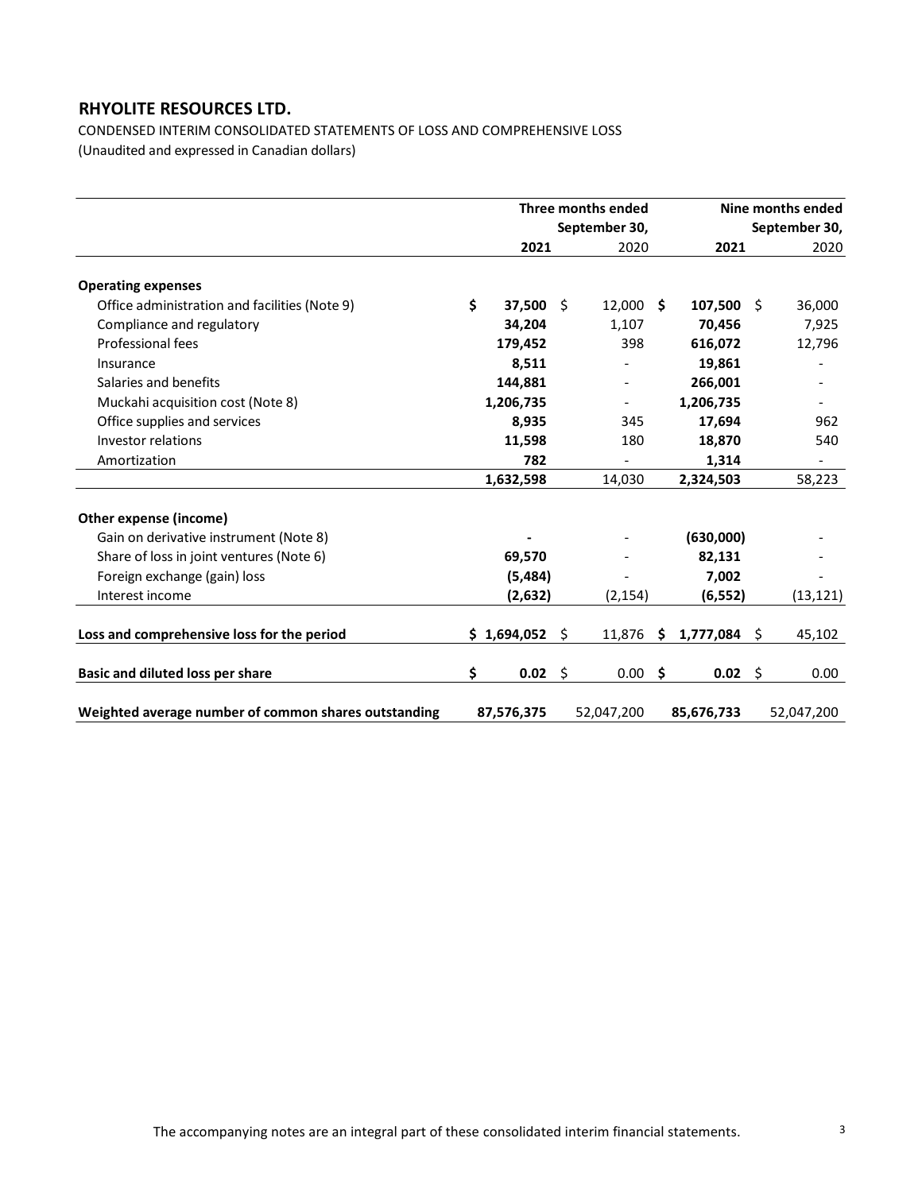## RHYOLITE RESOURCES LTD.

CONDENSED INTERIM CONSOLIDATED STATEMENTS OF LOSS AND COMPREHENSIVE LOSS
(Unaudited and expressed in Canadian dollars)

| | Three months ended September 30, | | Nine months ended September 30, | |
|---|---|---|---|---|
| | **2021** | 2020 | **2021** | 2020 |
| **Operating expenses** | | | | |
| Office administration and facilities (Note 9) | **$ 37,500** | $ 12,000 | **$ 107,500** | $ 36,000 |
| Compliance and regulatory | **34,204** | 1,107 | **70,456** | 7,925 |
| Professional fees | **179,452** | 398 | **616,072** | 12,796 |
| Insurance | **8,511** | - | **19,861** | - |
| Salaries and benefits | **144,881** | - | **266,001** | - |
| Muckahi acquisition cost (Note 8) | **1,206,735** | - | **1,206,735** | - |
| Office supplies and services | **8,935** | 345 | **17,694** | 962 |
| Investor relations | **11,598** | 180 | **18,870** | 540 |
| Amortization | **782** | - | **1,314** | - |
| | **1,632,598** | 14,030 | **2,324,503** | 58,223 |
| **Other expense (income)** | | | | |
| Gain on derivative instrument (Note 8) | **-** | - | **(630,000)** | - |
| Share of loss in joint ventures (Note 6) | **69,570** | - | **82,131** | - |
| Foreign exchange (gain) loss | **(5,484)** | - | **7,002** | - |
| Interest income | **(2,632)** | (2,154) | **(6,552)** | (13,121) |
| **Loss and comprehensive loss for the period** | **$ 1,694,052** | $ 11,876 | **$ 1,777,084** | $ 45,102 |
| **Basic and diluted loss per share** | **$ 0.02** | $ 0.00 | **$ 0.02** | $ 0.00 |
| **Weighted average number of common shares outstanding** | **87,576,375** | 52,047,200 | **85,676,733** | 52,047,200 |

The accompanying notes are an integral part of these consolidated interim financial statements.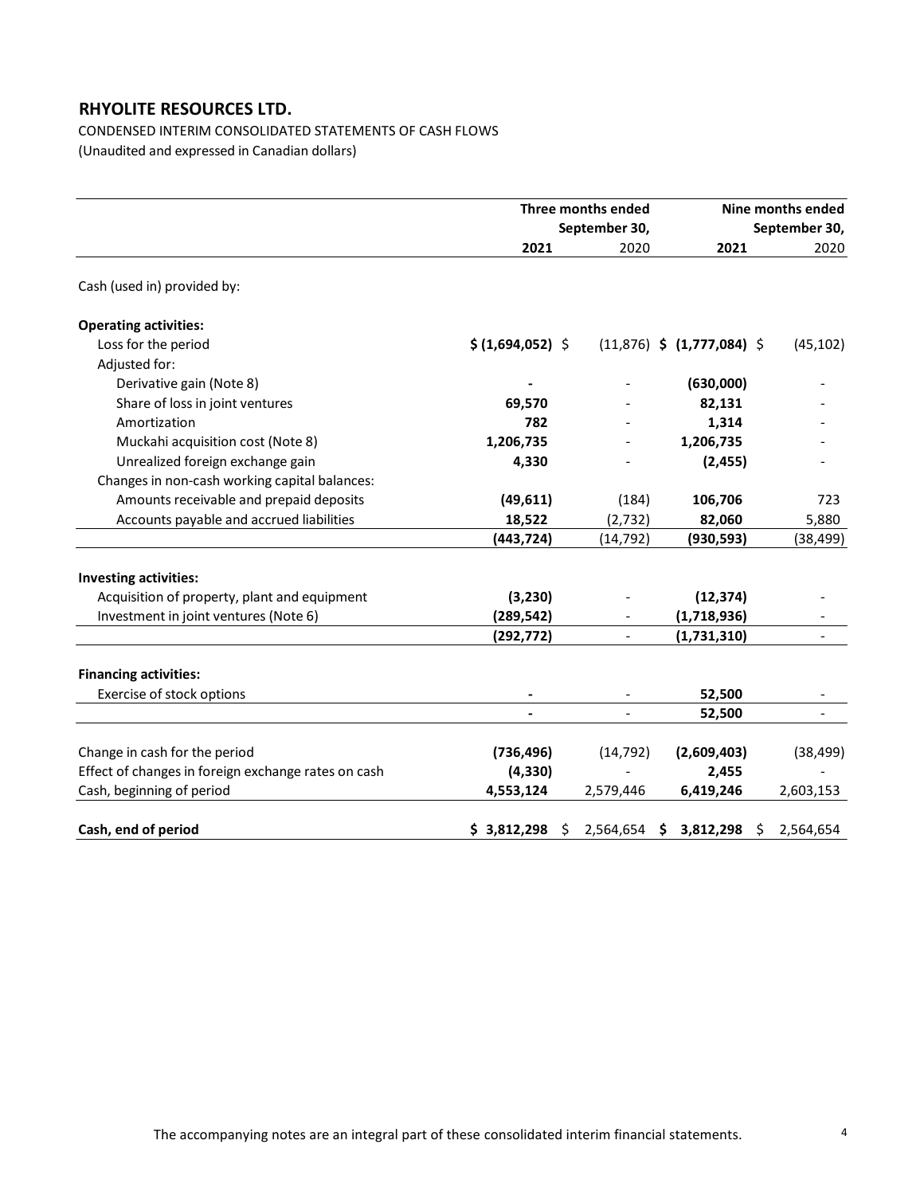**RHYOLITE RESOURCES LTD.**

CONDENSED INTERIM CONSOLIDATED STATEMENTS OF CASH FLOWS
(Unaudited and expressed in Canadian dollars)

| | Three months ended September 30, | | Nine months ended September 30, | |
|---|---|---|---|---|
| | **2021** | 2020 | **2021** | 2020 |
| Cash (used in) provided by: | | | | |
| **Operating activities:** | | | | |
| Loss for the period | **$ (1,694,052)** | $ (11,876) | **$ (1,777,084)** | $ (45,102) |
| Adjusted for: | | | | |
| Derivative gain (Note 8) | **-** | - | **(630,000)** | - |
| Share of loss in joint ventures | **69,570** | - | **82,131** | - |
| Amortization | **782** | - | **1,314** | - |
| Muckahi acquisition cost (Note 8) | **1,206,735** | - | **1,206,735** | - |
| Unrealized foreign exchange gain | **4,330** | - | **(2,455)** | - |
| Changes in non-cash working capital balances: | | | | |
| Amounts receivable and prepaid deposits | **(49,611)** | (184) | **106,706** | 723 |
| Accounts payable and accrued liabilities | **18,522** | (2,732) | **82,060** | 5,880 |
| | **(443,724)** | (14,792) | **(930,593)** | (38,499) |
| **Investing activities:** | | | | |
| Acquisition of property, plant and equipment | **(3,230)** | - | **(12,374)** | - |
| Investment in joint ventures (Note 6) | **(289,542)** | - | **(1,718,936)** | - |
| | **(292,772)** | - | **(1,731,310)** | - |
| **Financing activities:** | | | | |
| Exercise of stock options | **-** | - | **52,500** | - |
| | **-** | - | **52,500** | - |
| Change in cash for the period | **(736,496)** | (14,792) | **(2,609,403)** | (38,499) |
| Effect of changes in foreign exchange rates on cash | **(4,330)** | - | **2,455** | - |
| Cash, beginning of period | **4,553,124** | 2,579,446 | **6,419,246** | 2,603,153 |
| **Cash, end of period** | **$ 3,812,298** | $ 2,564,654 | **$ 3,812,298** | $ 2,564,654 |

The accompanying notes are an integral part of these consolidated interim financial statements.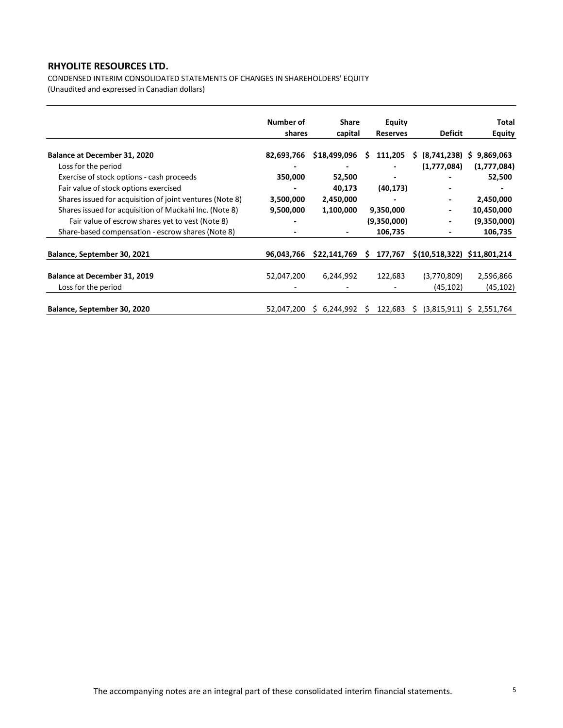## RHYOLITE RESOURCES LTD.

CONDENSED INTERIM CONSOLIDATED STATEMENTS OF CHANGES IN SHAREHOLDERS' EQUITY
(Unaudited and expressed in Canadian dollars)

| | Number of shares | Share capital | Equity Reserves | Deficit | Total Equity |
|---|---|---|---|---|---|
| **Balance at December 31, 2020** | **82,693,766** | **$18,499,096** | **$ 111,205** | **$ (8,741,238)** | **$ 9,869,063** |
| Loss for the period | **-** | **-** | **-** | **(1,777,084)** | **(1,777,084)** |
| Exercise of stock options - cash proceeds | **350,000** | **52,500** | **-** | **-** | **52,500** |
| Fair value of stock options exercised | **-** | **40,173** | **(40,173)** | **-** | **-** |
| Shares issued for acquisition of joint ventures (Note 8) | **3,500,000** | **2,450,000** | **-** | **-** | **2,450,000** |
| Shares issued for acquisition of Muckahi Inc. (Note 8) | **9,500,000** | **1,100,000** | **9,350,000** | **-** | **10,450,000** |
| Fair value of escrow shares yet to vest (Note 8) | **-** | | **(9,350,000)** | **-** | **(9,350,000)** |
| Share-based compensation - escrow shares (Note 8) | **-** | **-** | **106,735** | **-** | **106,735** |
| **Balance, September 30, 2021** | **96,043,766** | **$22,141,769** | **$ 177,767** | **$(10,518,322)** | **$11,801,214** |
| **Balance at December 31, 2019** | 52,047,200 | 6,244,992 | 122,683 | (3,770,809) | 2,596,866 |
| Loss for the period | - | - | - | (45,102) | (45,102) |
| **Balance, September 30, 2020** | 52,047,200 | $ 6,244,992 | $ 122,683 | $ (3,815,911) | $ 2,551,764 |

The accompanying notes are an integral part of these consolidated interim financial statements.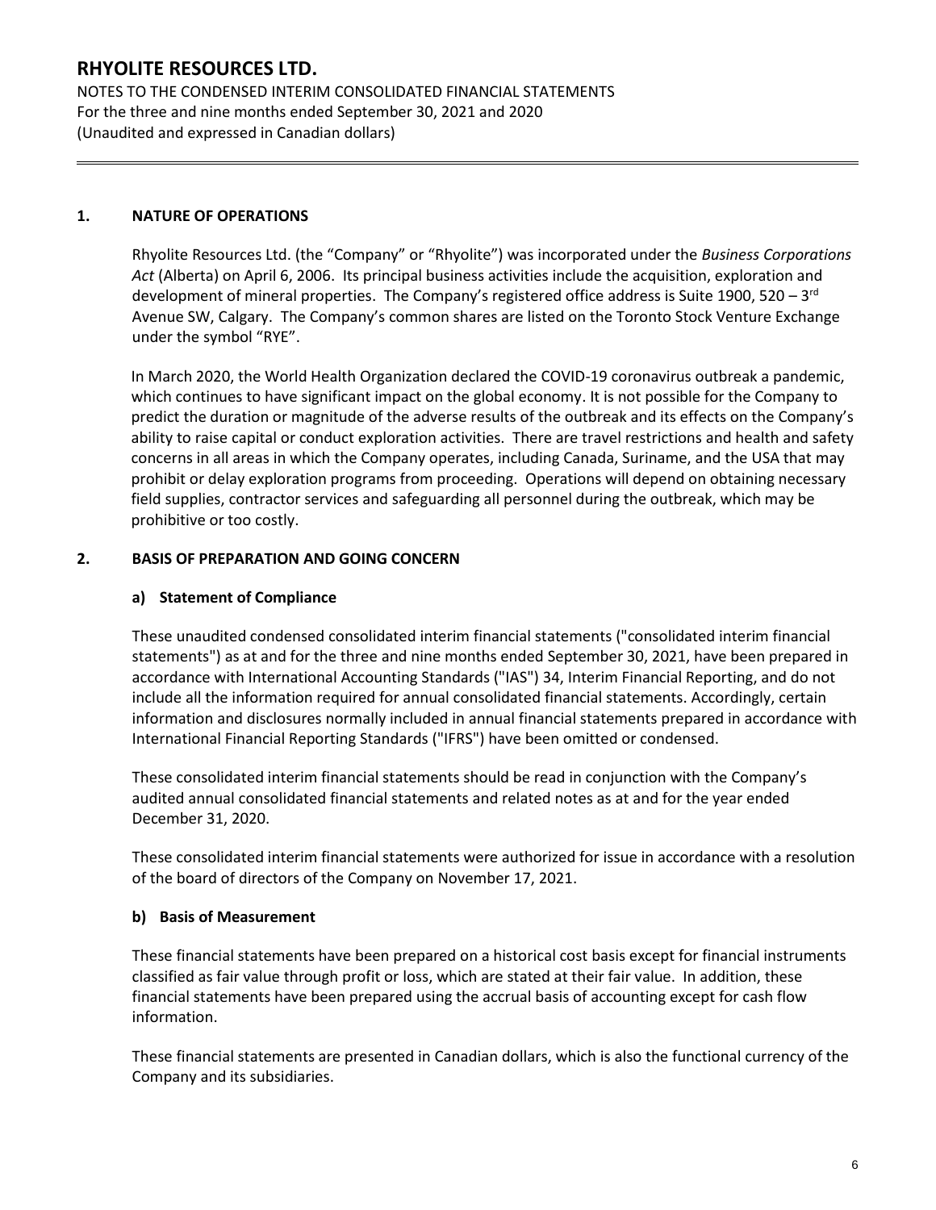## 1. NATURE OF OPERATIONS

Rhyolite Resources Ltd. (the "Company" or "Rhyolite") was incorporated under the *Business Corporations Act* (Alberta) on April 6, 2006. Its principal business activities include the acquisition, exploration and development of mineral properties. The Company's registered office address is Suite 1900, 520 – 3rd Avenue SW, Calgary. The Company's common shares are listed on the Toronto Stock Venture Exchange under the symbol "RYE".

In March 2020, the World Health Organization declared the COVID-19 coronavirus outbreak a pandemic, which continues to have significant impact on the global economy. It is not possible for the Company to predict the duration or magnitude of the adverse results of the outbreak and its effects on the Company's ability to raise capital or conduct exploration activities. There are travel restrictions and health and safety concerns in all areas in which the Company operates, including Canada, Suriname, and the USA that may prohibit or delay exploration programs from proceeding. Operations will depend on obtaining necessary field supplies, contractor services and safeguarding all personnel during the outbreak, which may be prohibitive or too costly.

## 2. BASIS OF PREPARATION AND GOING CONCERN

### a) Statement of Compliance

These unaudited condensed consolidated interim financial statements ("consolidated interim financial statements") as at and for the three and nine months ended September 30, 2021, have been prepared in accordance with International Accounting Standards ("IAS") 34, Interim Financial Reporting, and do not include all the information required for annual consolidated financial statements. Accordingly, certain information and disclosures normally included in annual financial statements prepared in accordance with International Financial Reporting Standards ("IFRS") have been omitted or condensed.

These consolidated interim financial statements should be read in conjunction with the Company's audited annual consolidated financial statements and related notes as at and for the year ended December 31, 2020.

These consolidated interim financial statements were authorized for issue in accordance with a resolution of the board of directors of the Company on November 17, 2021.

### b) Basis of Measurement

These financial statements have been prepared on a historical cost basis except for financial instruments classified as fair value through profit or loss, which are stated at their fair value. In addition, these financial statements have been prepared using the accrual basis of accounting except for cash flow information.

These financial statements are presented in Canadian dollars, which is also the functional currency of the Company and its subsidiaries.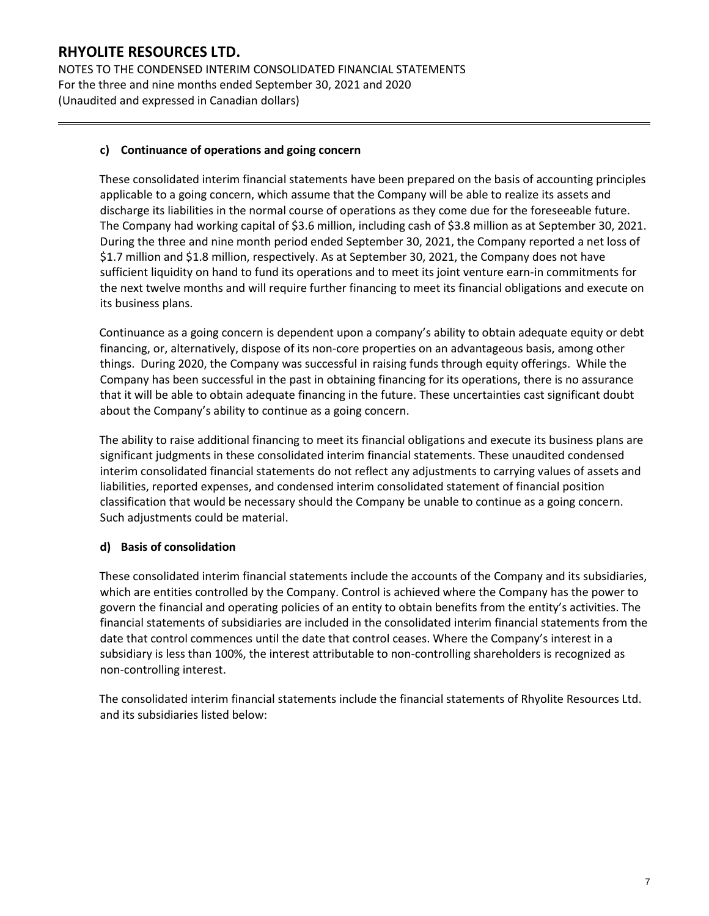#### c) Continuance of operations and going concern

These consolidated interim financial statements have been prepared on the basis of accounting principles applicable to a going concern, which assume that the Company will be able to realize its assets and discharge its liabilities in the normal course of operations as they come due for the foreseeable future. The Company had working capital of $3.6 million, including cash of $3.8 million as at September 30, 2021. During the three and nine month period ended September 30, 2021, the Company reported a net loss of $1.7 million and $1.8 million, respectively. As at September 30, 2021, the Company does not have sufficient liquidity on hand to fund its operations and to meet its joint venture earn-in commitments for the next twelve months and will require further financing to meet its financial obligations and execute on its business plans.

Continuance as a going concern is dependent upon a company's ability to obtain adequate equity or debt financing, or, alternatively, dispose of its non-core properties on an advantageous basis, among other things. During 2020, the Company was successful in raising funds through equity offerings. While the Company has been successful in the past in obtaining financing for its operations, there is no assurance that it will be able to obtain adequate financing in the future. These uncertainties cast significant doubt about the Company's ability to continue as a going concern.

The ability to raise additional financing to meet its financial obligations and execute its business plans are significant judgments in these consolidated interim financial statements. These unaudited condensed interim consolidated financial statements do not reflect any adjustments to carrying values of assets and liabilities, reported expenses, and condensed interim consolidated statement of financial position classification that would be necessary should the Company be unable to continue as a going concern. Such adjustments could be material.

#### d) Basis of consolidation

These consolidated interim financial statements include the accounts of the Company and its subsidiaries, which are entities controlled by the Company. Control is achieved where the Company has the power to govern the financial and operating policies of an entity to obtain benefits from the entity's activities. The financial statements of subsidiaries are included in the consolidated interim financial statements from the date that control commences until the date that control ceases. Where the Company's interest in a subsidiary is less than 100%, the interest attributable to non-controlling shareholders is recognized as non-controlling interest.

The consolidated interim financial statements include the financial statements of Rhyolite Resources Ltd. and its subsidiaries listed below: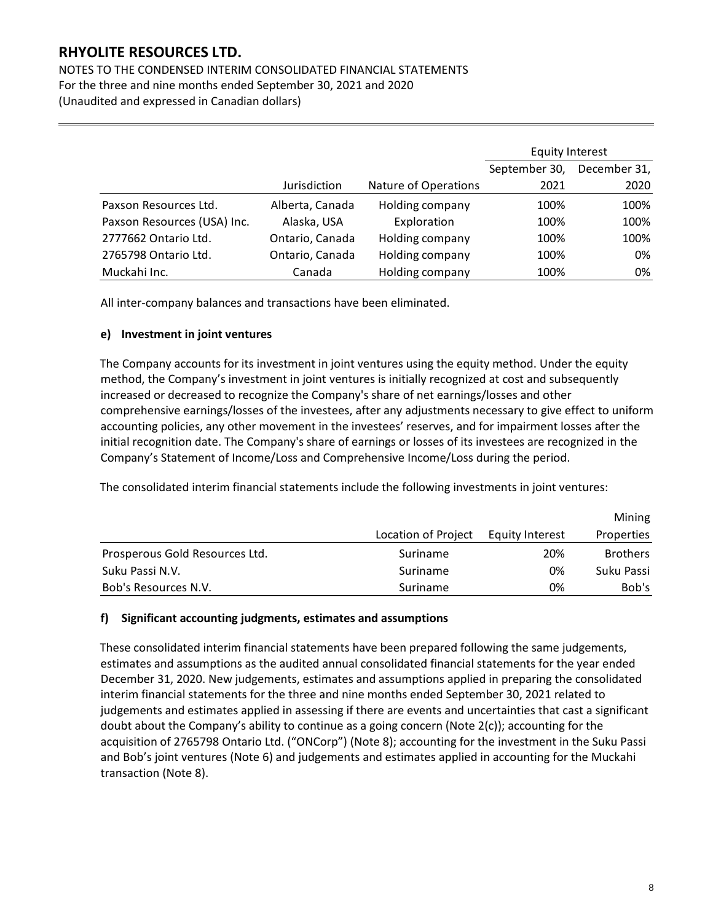| | Jurisdiction | Nature of Operations | Equity Interest September 30, 2021 | Equity Interest December 31, 2020 |
|---|---|---|---|---|
| Paxson Resources Ltd. | Alberta, Canada | Holding company | 100% | 100% |
| Paxson Resources (USA) Inc. | Alaska, USA | Exploration | 100% | 100% |
| 2777662 Ontario Ltd. | Ontario, Canada | Holding company | 100% | 100% |
| 2765798 Ontario Ltd. | Ontario, Canada | Holding company | 100% | 0% |
| Muckahi Inc. | Canada | Holding company | 100% | 0% |

All inter-company balances and transactions have been eliminated.

#### e) Investment in joint ventures

The Company accounts for its investment in joint ventures using the equity method. Under the equity method, the Company's investment in joint ventures is initially recognized at cost and subsequently increased or decreased to recognize the Company's share of net earnings/losses and other comprehensive earnings/losses of the investees, after any adjustments necessary to give effect to uniform accounting policies, any other movement in the investees' reserves, and for impairment losses after the initial recognition date. The Company's share of earnings or losses of its investees are recognized in the Company's Statement of Income/Loss and Comprehensive Income/Loss during the period.

The consolidated interim financial statements include the following investments in joint ventures:

| | Location of Project | Equity Interest | Mining Properties |
|---|---|---|---|
| Prosperous Gold Resources Ltd. | Suriname | 20% | Brothers |
| Suku Passi N.V. | Suriname | 0% | Suku Passi |
| Bob's Resources N.V. | Suriname | 0% | Bob's |

#### f) Significant accounting judgments, estimates and assumptions

These consolidated interim financial statements have been prepared following the same judgements, estimates and assumptions as the audited annual consolidated financial statements for the year ended December 31, 2020. New judgements, estimates and assumptions applied in preparing the consolidated interim financial statements for the three and nine months ended September 30, 2021 related to judgements and estimates applied in assessing if there are events and uncertainties that cast a significant doubt about the Company's ability to continue as a going concern (Note 2(c)); accounting for the acquisition of 2765798 Ontario Ltd. ("ONCorp") (Note 8); accounting for the investment in the Suku Passi and Bob's joint ventures (Note 6) and judgements and estimates applied in accounting for the Muckahi transaction (Note 8).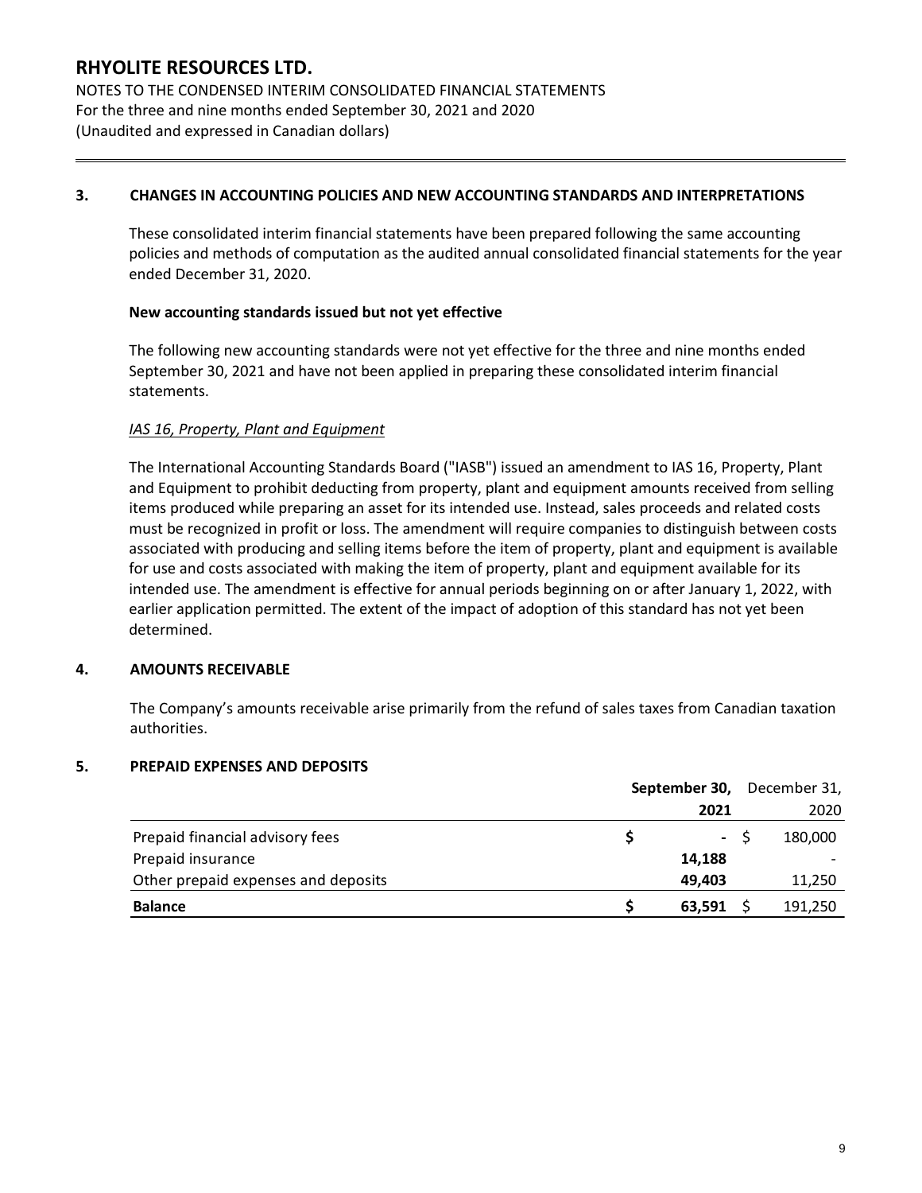# RHYOLITE RESOURCES LTD.

NOTES TO THE CONDENSED INTERIM CONSOLIDATED FINANCIAL STATEMENTS
For the three and nine months ended September 30, 2021 and 2020
(Unaudited and expressed in Canadian dollars)

## 3. CHANGES IN ACCOUNTING POLICIES AND NEW ACCOUNTING STANDARDS AND INTERPRETATIONS

These consolidated interim financial statements have been prepared following the same accounting policies and methods of computation as the audited annual consolidated financial statements for the year ended December 31, 2020.

**New accounting standards issued but not yet effective**

The following new accounting standards were not yet effective for the three and nine months ended September 30, 2021 and have not been applied in preparing these consolidated interim financial statements.

*IAS 16, Property, Plant and Equipment*

The International Accounting Standards Board ("IASB") issued an amendment to IAS 16, Property, Plant and Equipment to prohibit deducting from property, plant and equipment amounts received from selling items produced while preparing an asset for its intended use. Instead, sales proceeds and related costs must be recognized in profit or loss. The amendment will require companies to distinguish between costs associated with producing and selling items before the item of property, plant and equipment is available for use and costs associated with making the item of property, plant and equipment available for its intended use. The amendment is effective for annual periods beginning on or after January 1, 2022, with earlier application permitted. The extent of the impact of adoption of this standard has not yet been determined.

## 4. AMOUNTS RECEIVABLE

The Company's amounts receivable arise primarily from the refund of sales taxes from Canadian taxation authorities.

## 5. PREPAID EXPENSES AND DEPOSITS

| | **September 30, 2021** | December 31, 2020 |
|---|---|---|
| Prepaid financial advisory fees | $ - | $ 180,000 |
| Prepaid insurance | **14,188** | - |
| Other prepaid expenses and deposits | **49,403** | 11,250 |
| **Balance** | **$ 63,591** | $ 191,250 |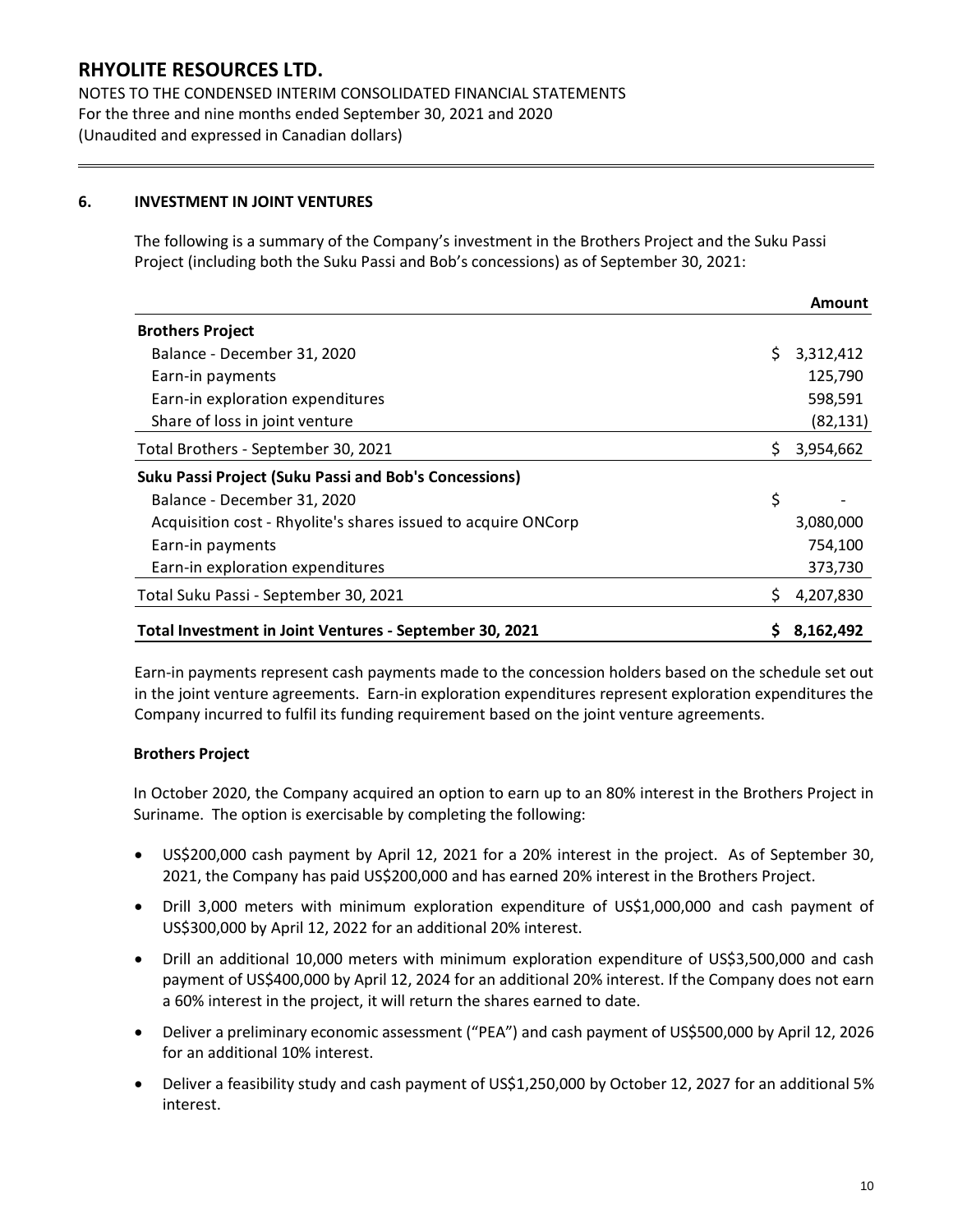## 6. INVESTMENT IN JOINT VENTURES

The following is a summary of the Company's investment in the Brothers Project and the Suku Passi Project (including both the Suku Passi and Bob's concessions) as of September 30, 2021:

| | Amount |
|---|---|
| **Brothers Project** | |
| Balance - December 31, 2020 | $ 3,312,412 |
| Earn-in payments | 125,790 |
| Earn-in exploration expenditures | 598,591 |
| Share of loss in joint venture | (82,131) |
| Total Brothers - September 30, 2021 | $ 3,954,662 |
| **Suku Passi Project (Suku Passi and Bob's Concessions)** | |
| Balance - December 31, 2020 | $ - |
| Acquisition cost - Rhyolite's shares issued to acquire ONCorp | 3,080,000 |
| Earn-in payments | 754,100 |
| Earn-in exploration expenditures | 373,730 |
| Total Suku Passi - September 30, 2021 | $ 4,207,830 |
| **Total Investment in Joint Ventures - September 30, 2021** | **$ 8,162,492** |

Earn-in payments represent cash payments made to the concession holders based on the schedule set out in the joint venture agreements. Earn-in exploration expenditures represent exploration expenditures the Company incurred to fulfil its funding requirement based on the joint venture agreements.

### Brothers Project

In October 2020, the Company acquired an option to earn up to an 80% interest in the Brothers Project in Suriname. The option is exercisable by completing the following:

- US$200,000 cash payment by April 12, 2021 for a 20% interest in the project. As of September 30, 2021, the Company has paid US$200,000 and has earned 20% interest in the Brothers Project.
- Drill 3,000 meters with minimum exploration expenditure of US$1,000,000 and cash payment of US$300,000 by April 12, 2022 for an additional 20% interest.
- Drill an additional 10,000 meters with minimum exploration expenditure of US$3,500,000 and cash payment of US$400,000 by April 12, 2024 for an additional 20% interest. If the Company does not earn a 60% interest in the project, it will return the shares earned to date.
- Deliver a preliminary economic assessment ("PEA") and cash payment of US$500,000 by April 12, 2026 for an additional 10% interest.
- Deliver a feasibility study and cash payment of US$1,250,000 by October 12, 2027 for an additional 5% interest.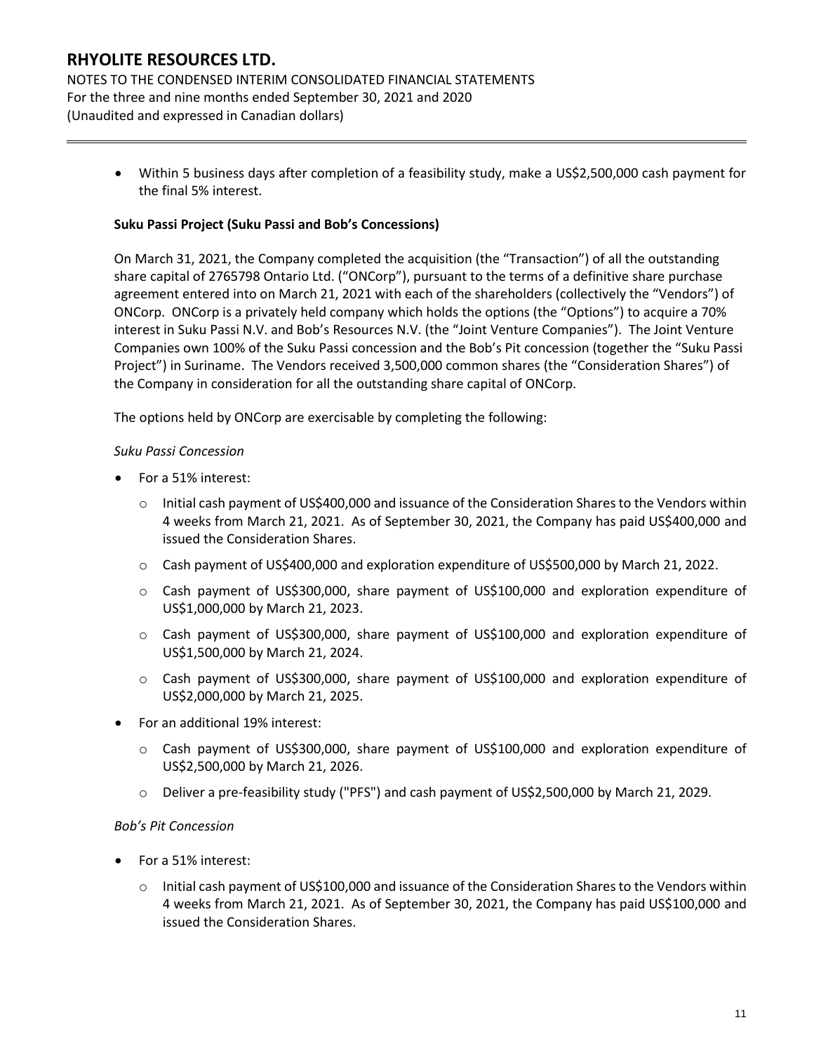- Within 5 business days after completion of a feasibility study, make a US$2,500,000 cash payment for the final 5% interest.

**Suku Passi Project (Suku Passi and Bob's Concessions)**

On March 31, 2021, the Company completed the acquisition (the "Transaction") of all the outstanding share capital of 2765798 Ontario Ltd. ("ONCorp"), pursuant to the terms of a definitive share purchase agreement entered into on March 21, 2021 with each of the shareholders (collectively the "Vendors") of ONCorp. ONCorp is a privately held company which holds the options (the "Options") to acquire a 70% interest in Suku Passi N.V. and Bob's Resources N.V. (the "Joint Venture Companies"). The Joint Venture Companies own 100% of the Suku Passi concession and the Bob's Pit concession (together the "Suku Passi Project") in Suriname. The Vendors received 3,500,000 common shares (the "Consideration Shares") of the Company in consideration for all the outstanding share capital of ONCorp.

The options held by ONCorp are exercisable by completing the following:

*Suku Passi Concession*

- For a 51% interest:
  - Initial cash payment of US$400,000 and issuance of the Consideration Shares to the Vendors within 4 weeks from March 21, 2021. As of September 30, 2021, the Company has paid US$400,000 and issued the Consideration Shares.
  - Cash payment of US$400,000 and exploration expenditure of US$500,000 by March 21, 2022.
  - Cash payment of US$300,000, share payment of US$100,000 and exploration expenditure of US$1,000,000 by March 21, 2023.
  - Cash payment of US$300,000, share payment of US$100,000 and exploration expenditure of US$1,500,000 by March 21, 2024.
  - Cash payment of US$300,000, share payment of US$100,000 and exploration expenditure of US$2,000,000 by March 21, 2025.
- For an additional 19% interest:
  - Cash payment of US$300,000, share payment of US$100,000 and exploration expenditure of US$2,500,000 by March 21, 2026.
  - Deliver a pre-feasibility study ("PFS") and cash payment of US$2,500,000 by March 21, 2029.

*Bob's Pit Concession*

- For a 51% interest:
  - Initial cash payment of US$100,000 and issuance of the Consideration Shares to the Vendors within 4 weeks from March 21, 2021. As of September 30, 2021, the Company has paid US$100,000 and issued the Consideration Shares.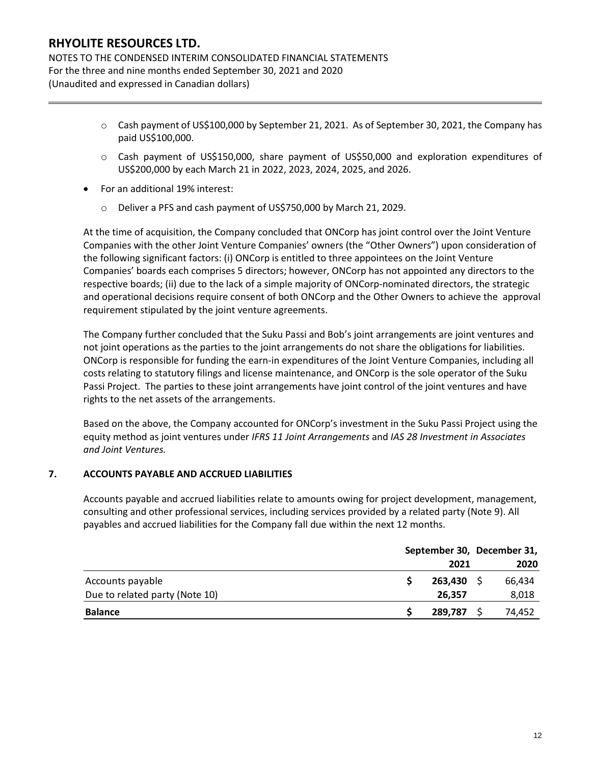- Cash payment of US$100,000 by September 21, 2021. As of September 30, 2021, the Company has paid US$100,000.
  - Cash payment of US$150,000, share payment of US$50,000 and exploration expenditures of US$200,000 by each March 21 in 2022, 2023, 2024, 2025, and 2026.
- For an additional 19% interest:
  - Deliver a PFS and cash payment of US$750,000 by March 21, 2029.

At the time of acquisition, the Company concluded that ONCorp has joint control over the Joint Venture Companies with the other Joint Venture Companies' owners (the "Other Owners") upon consideration of the following significant factors: (i) ONCorp is entitled to three appointees on the Joint Venture Companies' boards each comprises 5 directors; however, ONCorp has not appointed any directors to the respective boards; (ii) due to the lack of a simple majority of ONCorp-nominated directors, the strategic and operational decisions require consent of both ONCorp and the Other Owners to achieve the approval requirement stipulated by the joint venture agreements.

The Company further concluded that the Suku Passi and Bob's joint arrangements are joint ventures and not joint operations as the parties to the joint arrangements do not share the obligations for liabilities. ONCorp is responsible for funding the earn-in expenditures of the Joint Venture Companies, including all costs relating to statutory filings and license maintenance, and ONCorp is the sole operator of the Suku Passi Project. The parties to these joint arrangements have joint control of the joint ventures and have rights to the net assets of the arrangements.

Based on the above, the Company accounted for ONCorp's investment in the Suku Passi Project using the equity method as joint ventures under *IFRS 11 Joint Arrangements* and *IAS 28 Investment in Associates and Joint Ventures.*

## 7. ACCOUNTS PAYABLE AND ACCRUED LIABILITIES

Accounts payable and accrued liabilities relate to amounts owing for project development, management, consulting and other professional services, including services provided by a related party (Note 9). All payables and accrued liabilities for the Company fall due within the next 12 months.

| | September 30, 2021 | December 31, 2020 |
|---|---|---|
| Accounts payable | $ **263,430** | $ 66,434 |
| Due to related party (Note 10) | **26,357** | 8,018 |
| **Balance** | $ **289,787** | $ 74,452 |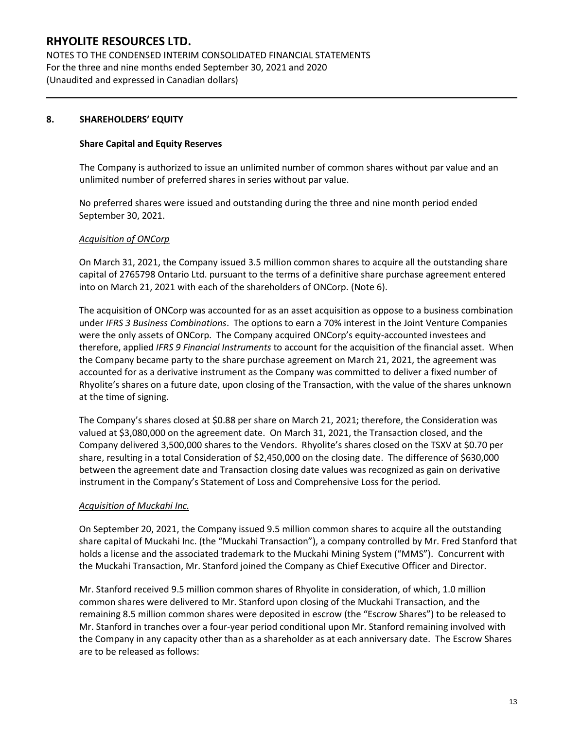## 8. SHAREHOLDERS' EQUITY

### Share Capital and Equity Reserves

The Company is authorized to issue an unlimited number of common shares without par value and an unlimited number of preferred shares in series without par value.

No preferred shares were issued and outstanding during the three and nine month period ended September 30, 2021.

*Acquisition of ONCorp*

On March 31, 2021, the Company issued 3.5 million common shares to acquire all the outstanding share capital of 2765798 Ontario Ltd. pursuant to the terms of a definitive share purchase agreement entered into on March 21, 2021 with each of the shareholders of ONCorp. (Note 6).

The acquisition of ONCorp was accounted for as an asset acquisition as oppose to a business combination under *IFRS 3 Business Combinations*. The options to earn a 70% interest in the Joint Venture Companies were the only assets of ONCorp. The Company acquired ONCorp's equity-accounted investees and therefore, applied *IFRS 9 Financial Instruments* to account for the acquisition of the financial asset. When the Company became party to the share purchase agreement on March 21, 2021, the agreement was accounted for as a derivative instrument as the Company was committed to deliver a fixed number of Rhyolite's shares on a future date, upon closing of the Transaction, with the value of the shares unknown at the time of signing.

The Company's shares closed at $0.88 per share on March 21, 2021; therefore, the Consideration was valued at $3,080,000 on the agreement date. On March 31, 2021, the Transaction closed, and the Company delivered 3,500,000 shares to the Vendors. Rhyolite's shares closed on the TSXV at $0.70 per share, resulting in a total Consideration of $2,450,000 on the closing date. The difference of $630,000 between the agreement date and Transaction closing date values was recognized as gain on derivative instrument in the Company's Statement of Loss and Comprehensive Loss for the period.

*Acquisition of Muckahi Inc.*

On September 20, 2021, the Company issued 9.5 million common shares to acquire all the outstanding share capital of Muckahi Inc. (the "Muckahi Transaction"), a company controlled by Mr. Fred Stanford that holds a license and the associated trademark to the Muckahi Mining System ("MMS"). Concurrent with the Muckahi Transaction, Mr. Stanford joined the Company as Chief Executive Officer and Director.

Mr. Stanford received 9.5 million common shares of Rhyolite in consideration, of which, 1.0 million common shares were delivered to Mr. Stanford upon closing of the Muckahi Transaction, and the remaining 8.5 million common shares were deposited in escrow (the "Escrow Shares") to be released to Mr. Stanford in tranches over a four-year period conditional upon Mr. Stanford remaining involved with the Company in any capacity other than as a shareholder as at each anniversary date. The Escrow Shares are to be released as follows: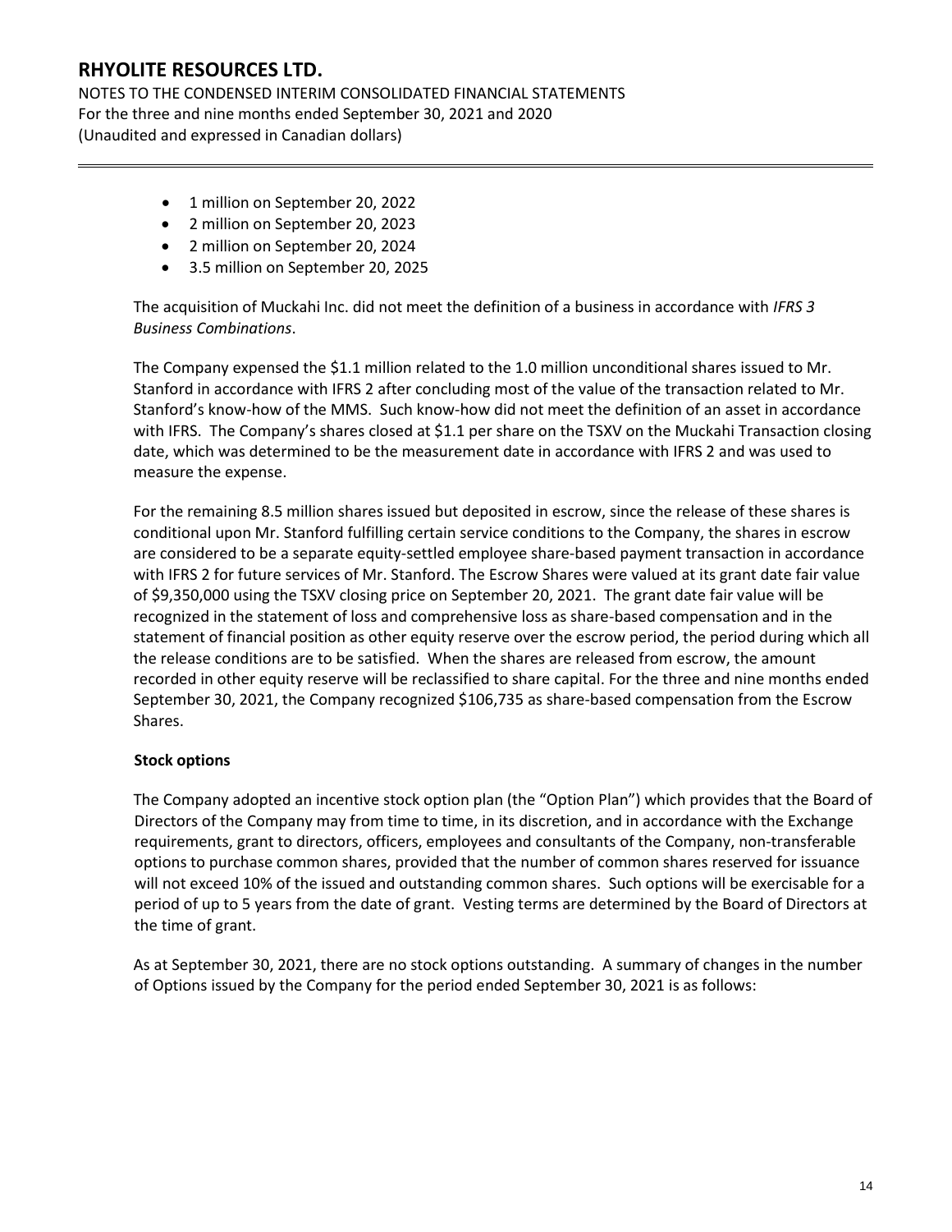- 1 million on September 20, 2022
- 2 million on September 20, 2023
- 2 million on September 20, 2024
- 3.5 million on September 20, 2025

The acquisition of Muckahi Inc. did not meet the definition of a business in accordance with *IFRS 3 Business Combinations*.

The Company expensed the $1.1 million related to the 1.0 million unconditional shares issued to Mr. Stanford in accordance with IFRS 2 after concluding most of the value of the transaction related to Mr. Stanford's know-how of the MMS. Such know-how did not meet the definition of an asset in accordance with IFRS. The Company's shares closed at $1.1 per share on the TSXV on the Muckahi Transaction closing date, which was determined to be the measurement date in accordance with IFRS 2 and was used to measure the expense.

For the remaining 8.5 million shares issued but deposited in escrow, since the release of these shares is conditional upon Mr. Stanford fulfilling certain service conditions to the Company, the shares in escrow are considered to be a separate equity-settled employee share-based payment transaction in accordance with IFRS 2 for future services of Mr. Stanford. The Escrow Shares were valued at its grant date fair value of $9,350,000 using the TSXV closing price on September 20, 2021. The grant date fair value will be recognized in the statement of loss and comprehensive loss as share-based compensation and in the statement of financial position as other equity reserve over the escrow period, the period during which all the release conditions are to be satisfied. When the shares are released from escrow, the amount recorded in other equity reserve will be reclassified to share capital. For the three and nine months ended September 30, 2021, the Company recognized $106,735 as share-based compensation from the Escrow Shares.

**Stock options**

The Company adopted an incentive stock option plan (the "Option Plan") which provides that the Board of Directors of the Company may from time to time, in its discretion, and in accordance with the Exchange requirements, grant to directors, officers, employees and consultants of the Company, non-transferable options to purchase common shares, provided that the number of common shares reserved for issuance will not exceed 10% of the issued and outstanding common shares. Such options will be exercisable for a period of up to 5 years from the date of grant. Vesting terms are determined by the Board of Directors at the time of grant.

As at September 30, 2021, there are no stock options outstanding. A summary of changes in the number of Options issued by the Company for the period ended September 30, 2021 is as follows: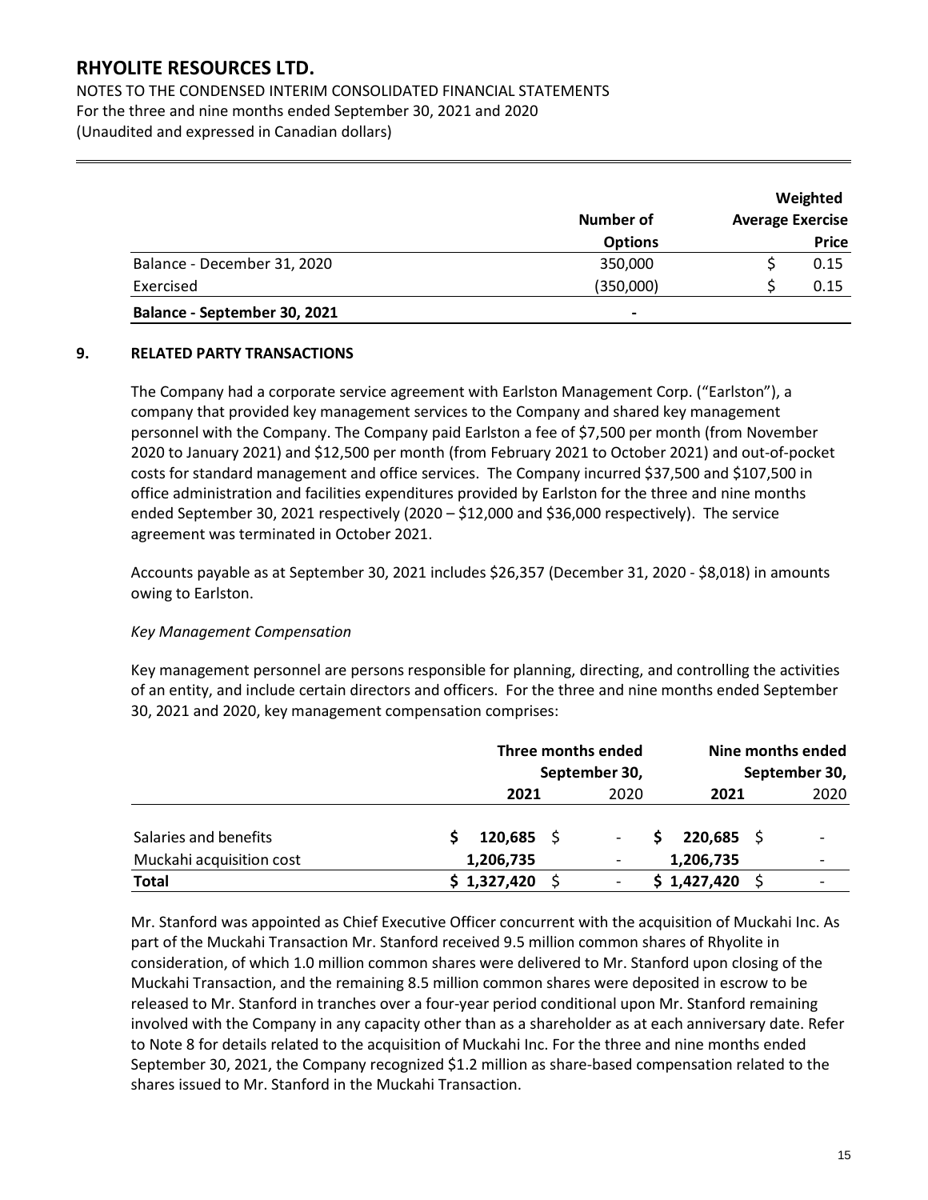|  | Number of Options | Weighted Average Exercise Price |
|---|---|---|
| Balance - December 31, 2020 | 350,000 | $ 0.15 |
| Exercised | (350,000) | $ 0.15 |
| **Balance - September 30, 2021** | - |  |

## 9. RELATED PARTY TRANSACTIONS

The Company had a corporate service agreement with Earlston Management Corp. ("Earlston"), a company that provided key management services to the Company and shared key management personnel with the Company. The Company paid Earlston a fee of $7,500 per month (from November 2020 to January 2021) and $12,500 per month (from February 2021 to October 2021) and out-of-pocket costs for standard management and office services. The Company incurred $37,500 and $107,500 in office administration and facilities expenditures provided by Earlston for the three and nine months ended September 30, 2021 respectively (2020 – $12,000 and $36,000 respectively). The service agreement was terminated in October 2021.

Accounts payable as at September 30, 2021 includes $26,357 (December 31, 2020 - $8,018) in amounts owing to Earlston.

*Key Management Compensation*

Key management personnel are persons responsible for planning, directing, and controlling the activities of an entity, and include certain directors and officers. For the three and nine months ended September 30, 2021 and 2020, key management compensation comprises:

|  | Three months ended September 30, |  | Nine months ended September 30, |  |
|---|---|---|---|---|
|  | **2021** | 2020 | **2021** | 2020 |
| Salaries and benefits | **$ 120,685** | $ - | **$ 220,685** | $ - |
| Muckahi acquisition cost | **1,206,735** | - | **1,206,735** | - |
| **Total** | **$ 1,327,420** | $ - | **$ 1,427,420** | $ - |

Mr. Stanford was appointed as Chief Executive Officer concurrent with the acquisition of Muckahi Inc. As part of the Muckahi Transaction Mr. Stanford received 9.5 million common shares of Rhyolite in consideration, of which 1.0 million common shares were delivered to Mr. Stanford upon closing of the Muckahi Transaction, and the remaining 8.5 million common shares were deposited in escrow to be released to Mr. Stanford in tranches over a four-year period conditional upon Mr. Stanford remaining involved with the Company in any capacity other than as a shareholder as at each anniversary date. Refer to Note 8 for details related to the acquisition of Muckahi Inc. For the three and nine months ended September 30, 2021, the Company recognized $1.2 million as share-based compensation related to the shares issued to Mr. Stanford in the Muckahi Transaction.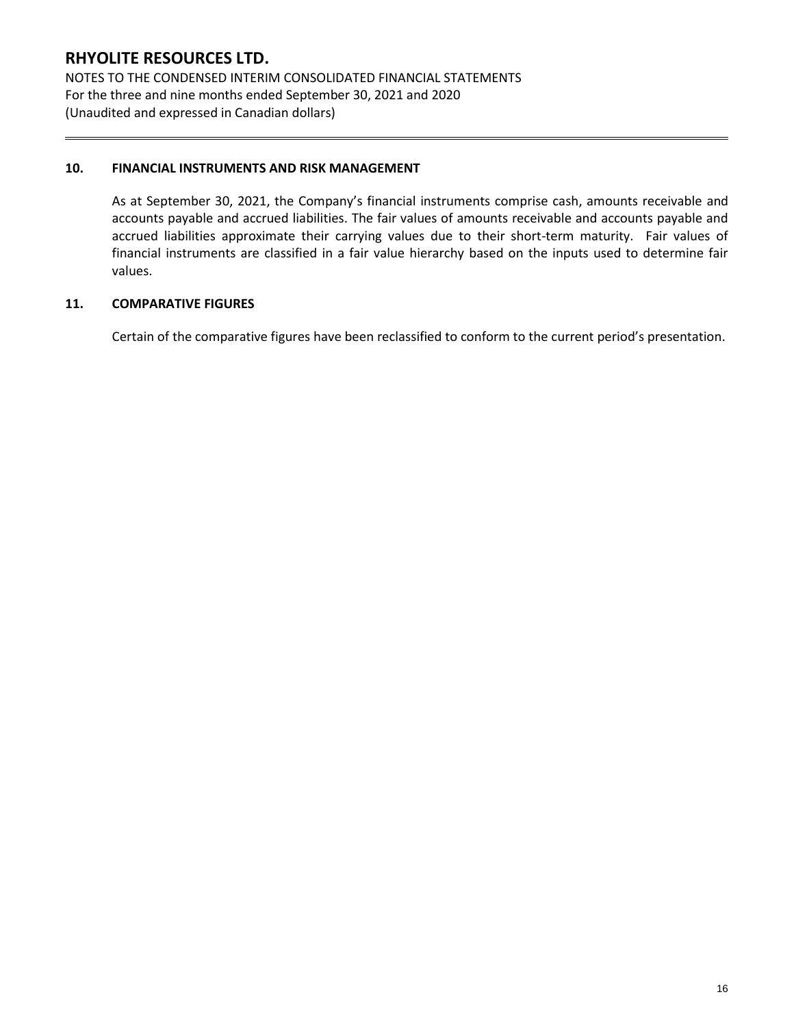## 10. FINANCIAL INSTRUMENTS AND RISK MANAGEMENT

As at September 30, 2021, the Company's financial instruments comprise cash, amounts receivable and accounts payable and accrued liabilities. The fair values of amounts receivable and accounts payable and accrued liabilities approximate their carrying values due to their short-term maturity. Fair values of financial instruments are classified in a fair value hierarchy based on the inputs used to determine fair values.

## 11. COMPARATIVE FIGURES

Certain of the comparative figures have been reclassified to conform to the current period's presentation.